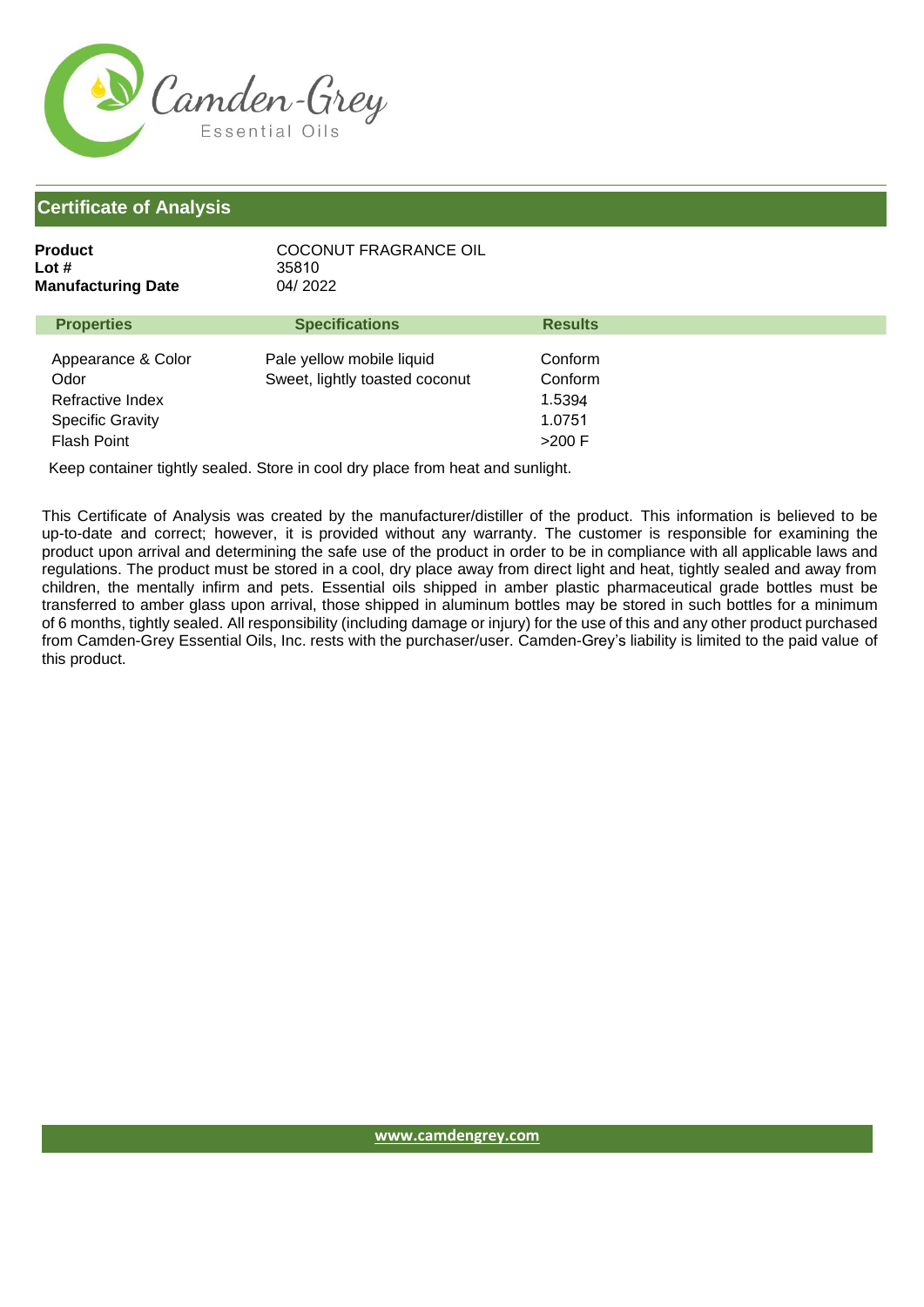Camden-Grey Essential Oils

## Certificate of Analysis

**Product** COCONUT FRAGRANCE OIL
**Lot #** 35810
**Manufacturing Date** 04/ 2022

| Properties | Specifications | Results |
| --- | --- | --- |
| Appearance & Color | Pale yellow mobile liquid | Conform |
| Odor | Sweet, lightly toasted coconut | Conform |
| Refractive Index | | 1.5394 |
| Specific Gravity | | 1.0751 |
| Flash Point | | >200 F |

Keep container tightly sealed. Store in cool dry place from heat and sunlight.

This Certificate of Analysis was created by the manufacturer/distiller of the product. This information is believed to be up-to-date and correct; however, it is provided without any warranty. The customer is responsible for examining the product upon arrival and determining the safe use of the product in order to be in compliance with all applicable laws and regulations. The product must be stored in a cool, dry place away from direct light and heat, tightly sealed and away from children, the mentally infirm and pets. Essential oils shipped in amber plastic pharmaceutical grade bottles must be transferred to amber glass upon arrival, those shipped in aluminum bottles may be stored in such bottles for a minimum of 6 months, tightly sealed. All responsibility (including damage or injury) for the use of this and any other product purchased from Camden-Grey Essential Oils, Inc. rests with the purchaser/user. Camden-Grey's liability is limited to the paid value of this product.

www.camdengrey.com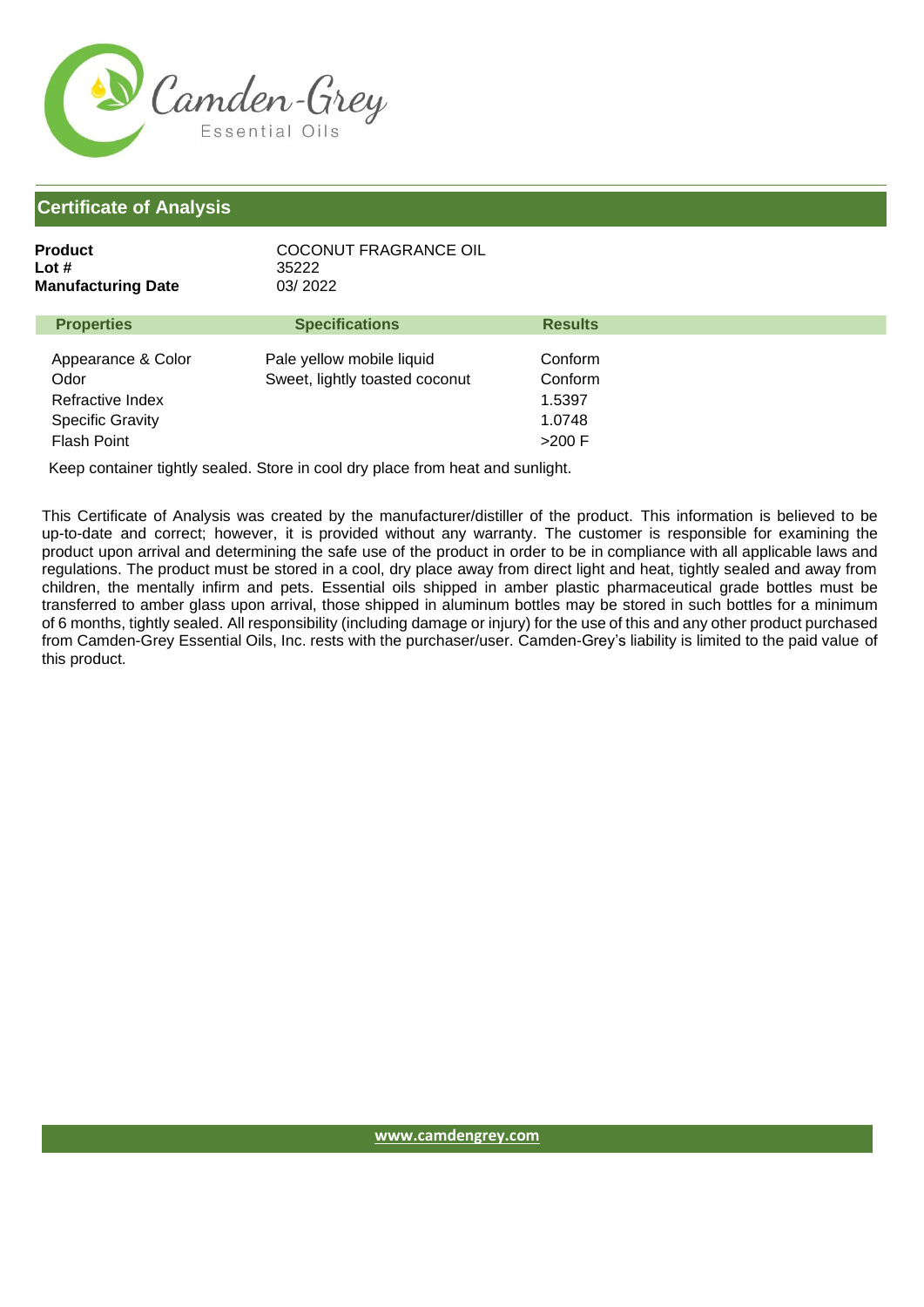Camden-Grey
Essential Oils

## Certificate of Analysis

**Product** COCONUT FRAGRANCE OIL
**Lot #** 35222
**Manufacturing Date** 03/ 2022

| Properties | Specifications | Results |
|---|---|---|
| Appearance & Color | Pale yellow mobile liquid | Conform |
| Odor | Sweet, lightly toasted coconut | Conform |
| Refractive Index | | 1.5397 |
| Specific Gravity | | 1.0748 |
| Flash Point | | >200 F |

Keep container tightly sealed. Store in cool dry place from heat and sunlight.

This Certificate of Analysis was created by the manufacturer/distiller of the product. This information is believed to be up-to-date and correct; however, it is provided without any warranty. The customer is responsible for examining the product upon arrival and determining the safe use of the product in order to be in compliance with all applicable laws and regulations. The product must be stored in a cool, dry place away from direct light and heat, tightly sealed and away from children, the mentally infirm and pets. Essential oils shipped in amber plastic pharmaceutical grade bottles must be transferred to amber glass upon arrival, those shipped in aluminum bottles may be stored in such bottles for a minimum of 6 months, tightly sealed. All responsibility (including damage or injury) for the use of this and any other product purchased from Camden-Grey Essential Oils, Inc. rests with the purchaser/user. Camden-Grey's liability is limited to the paid value of this product.

www.camdengrey.com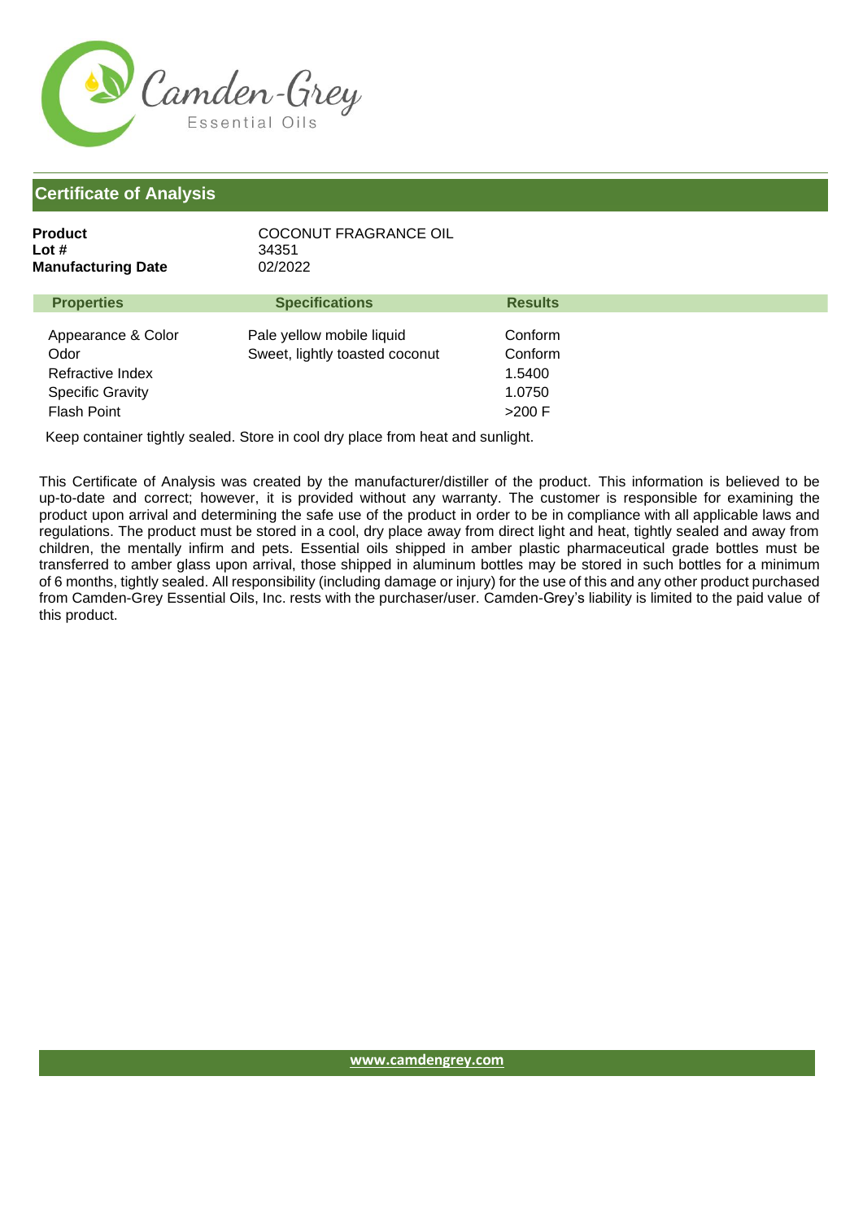Camden-Grey
Essential Oils

## Certificate of Analysis

**Product** COCONUT FRAGRANCE OIL
**Lot #** 34351
**Manufacturing Date** 02/2022

| Properties | Specifications | Results |
|---|---|---|
| Appearance & Color | Pale yellow mobile liquid | Conform |
| Odor | Sweet, lightly toasted coconut | Conform |
| Refractive Index | | 1.5400 |
| Specific Gravity | | 1.0750 |
| Flash Point | | >200 F |

Keep container tightly sealed. Store in cool dry place from heat and sunlight.

This Certificate of Analysis was created by the manufacturer/distiller of the product. This information is believed to be up-to-date and correct; however, it is provided without any warranty. The customer is responsible for examining the product upon arrival and determining the safe use of the product in order to be in compliance with all applicable laws and regulations. The product must be stored in a cool, dry place away from direct light and heat, tightly sealed and away from children, the mentally infirm and pets. Essential oils shipped in amber plastic pharmaceutical grade bottles must be transferred to amber glass upon arrival, those shipped in aluminum bottles may be stored in such bottles for a minimum of 6 months, tightly sealed. All responsibility (including damage or injury) for the use of this and any other product purchased from Camden-Grey Essential Oils, Inc. rests with the purchaser/user. Camden-Grey's liability is limited to the paid value of this product.

www.camdengrey.com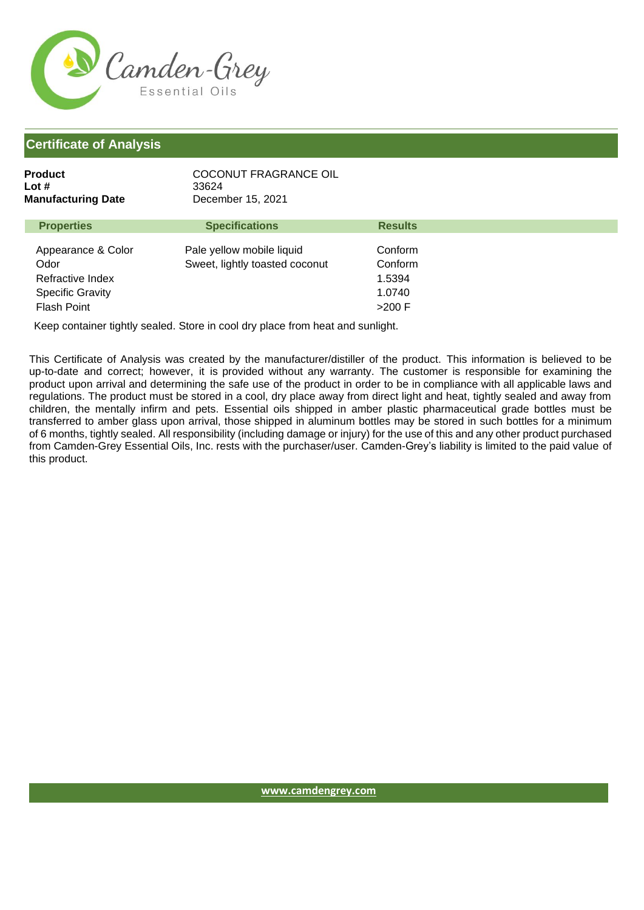## Certificate of Analysis

**Product** COCONUT FRAGRANCE OIL
**Lot #** 33624
**Manufacturing Date** December 15, 2021

| Properties | Specifications | Results |
|---|---|---|
| Appearance & Color | Pale yellow mobile liquid | Conform |
| Odor | Sweet, lightly toasted coconut | Conform |
| Refractive Index | | 1.5394 |
| Specific Gravity | | 1.0740 |
| Flash Point | | >200 F |

Keep container tightly sealed. Store in cool dry place from heat and sunlight.

This Certificate of Analysis was created by the manufacturer/distiller of the product. This information is believed to be up-to-date and correct; however, it is provided without any warranty. The customer is responsible for examining the product upon arrival and determining the safe use of the product in order to be in compliance with all applicable laws and regulations. The product must be stored in a cool, dry place away from direct light and heat, tightly sealed and away from children, the mentally infirm and pets. Essential oils shipped in amber plastic pharmaceutical grade bottles must be transferred to amber glass upon arrival, those shipped in aluminum bottles may be stored in such bottles for a minimum of 6 months, tightly sealed. All responsibility (including damage or injury) for the use of this and any other product purchased from Camden-Grey Essential Oils, Inc. rests with the purchaser/user. Camden-Grey's liability is limited to the paid value of this product.

www.camdengrey.com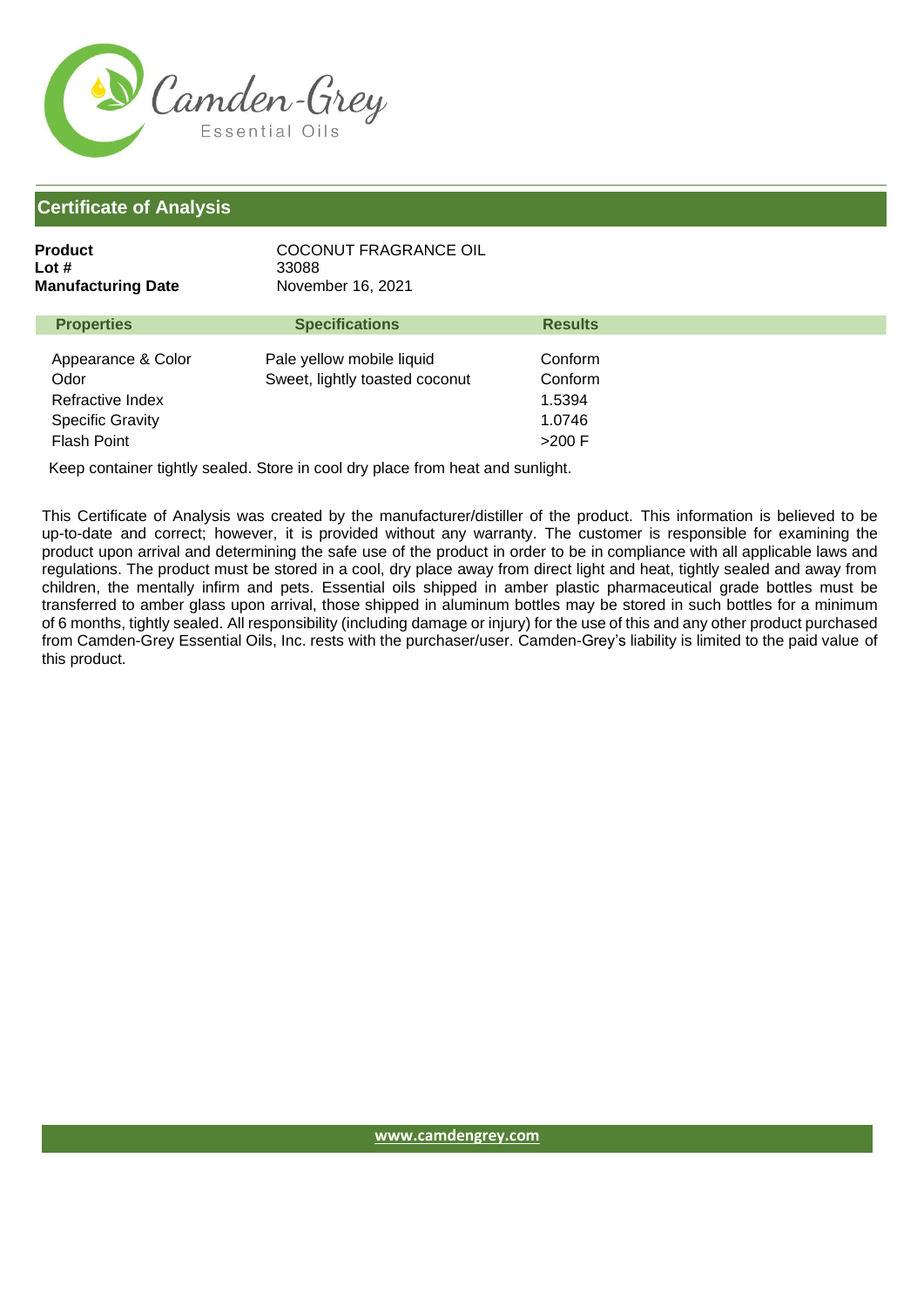Camden-Grey
Essential Oils

## Certificate of Analysis

**Product** COCONUT FRAGRANCE OIL
**Lot #** 33088
**Manufacturing Date** November 16, 2021

| Properties | Specifications | Results |
|---|---|---|
| Appearance & Color | Pale yellow mobile liquid | Conform |
| Odor | Sweet, lightly toasted coconut | Conform |
| Refractive Index | | 1.5394 |
| Specific Gravity | | 1.0746 |
| Flash Point | | >200 F |

Keep container tightly sealed. Store in cool dry place from heat and sunlight.

This Certificate of Analysis was created by the manufacturer/distiller of the product. This information is believed to be up-to-date and correct; however, it is provided without any warranty. The customer is responsible for examining the product upon arrival and determining the safe use of the product in order to be in compliance with all applicable laws and regulations. The product must be stored in a cool, dry place away from direct light and heat, tightly sealed and away from children, the mentally infirm and pets. Essential oils shipped in amber plastic pharmaceutical grade bottles must be transferred to amber glass upon arrival, those shipped in aluminum bottles may be stored in such bottles for a minimum of 6 months, tightly sealed. All responsibility (including damage or injury) for the use of this and any other product purchased from Camden-Grey Essential Oils, Inc. rests with the purchaser/user. Camden-Grey's liability is limited to the paid value of this product.

www.camdengrey.com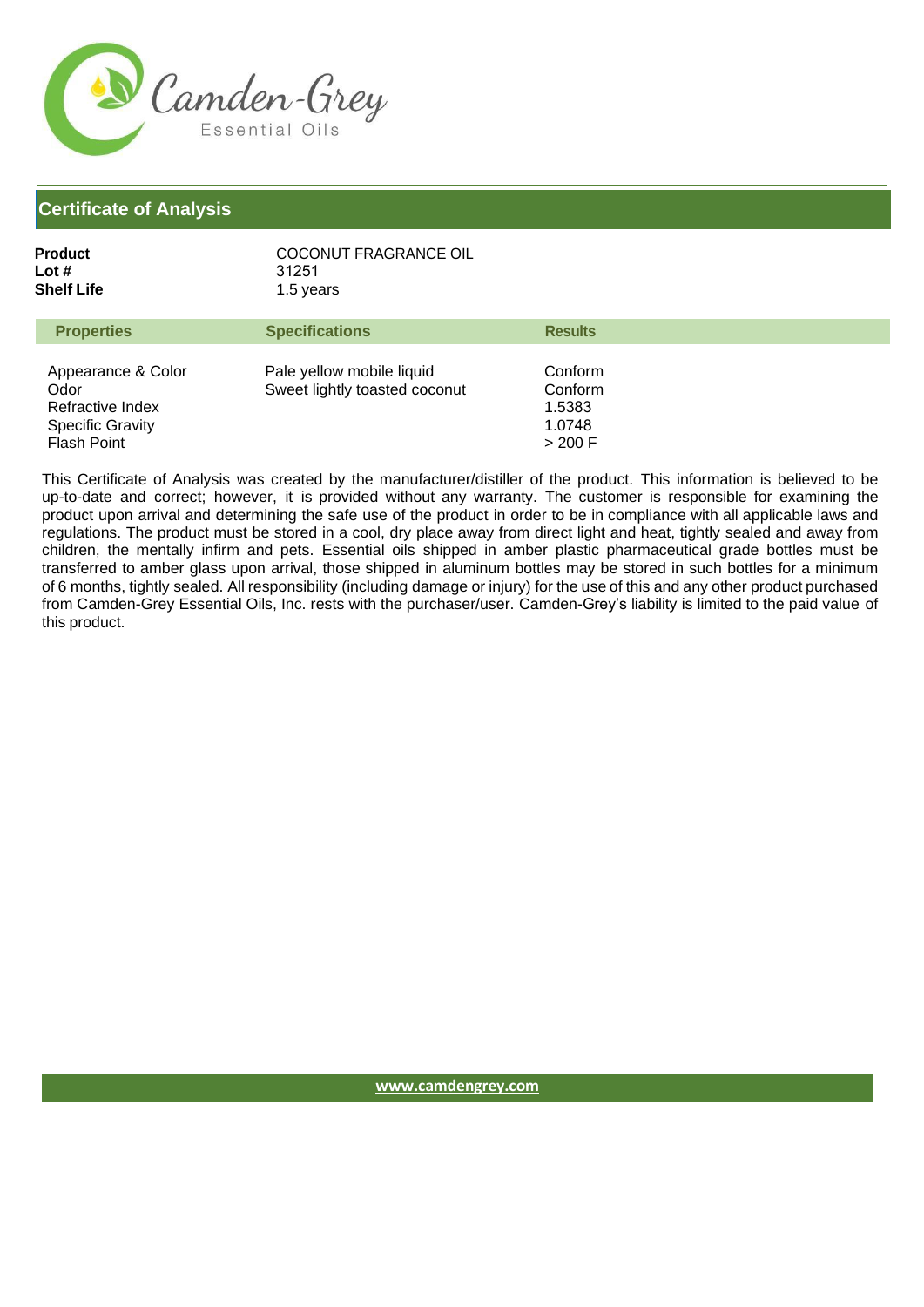Camden-Grey

Essential Oils

## Certificate of Analysis

**Product** COCONUT FRAGRANCE OIL
**Lot #** 31251
**Shelf Life** 1.5 years

| Properties | Specifications | Results |
| --- | --- | --- |
| Appearance & Color | Pale yellow mobile liquid | Conform |
| Odor | Sweet lightly toasted coconut | Conform |
| Refractive Index | | 1.5383 |
| Specific Gravity | | 1.0748 |
| Flash Point | | > 200 F |

This Certificate of Analysis was created by the manufacturer/distiller of the product. This information is believed to be up-to-date and correct; however, it is provided without any warranty. The customer is responsible for examining the product upon arrival and determining the safe use of the product in order to be in compliance with all applicable laws and regulations. The product must be stored in a cool, dry place away from direct light and heat, tightly sealed and away from children, the mentally infirm and pets. Essential oils shipped in amber plastic pharmaceutical grade bottles must be transferred to amber glass upon arrival, those shipped in aluminum bottles may be stored in such bottles for a minimum of 6 months, tightly sealed. All responsibility (including damage or injury) for the use of this and any other product purchased from Camden-Grey Essential Oils, Inc. rests with the purchaser/user. Camden-Grey's liability is limited to the paid value of this product.

www.camdengrey.com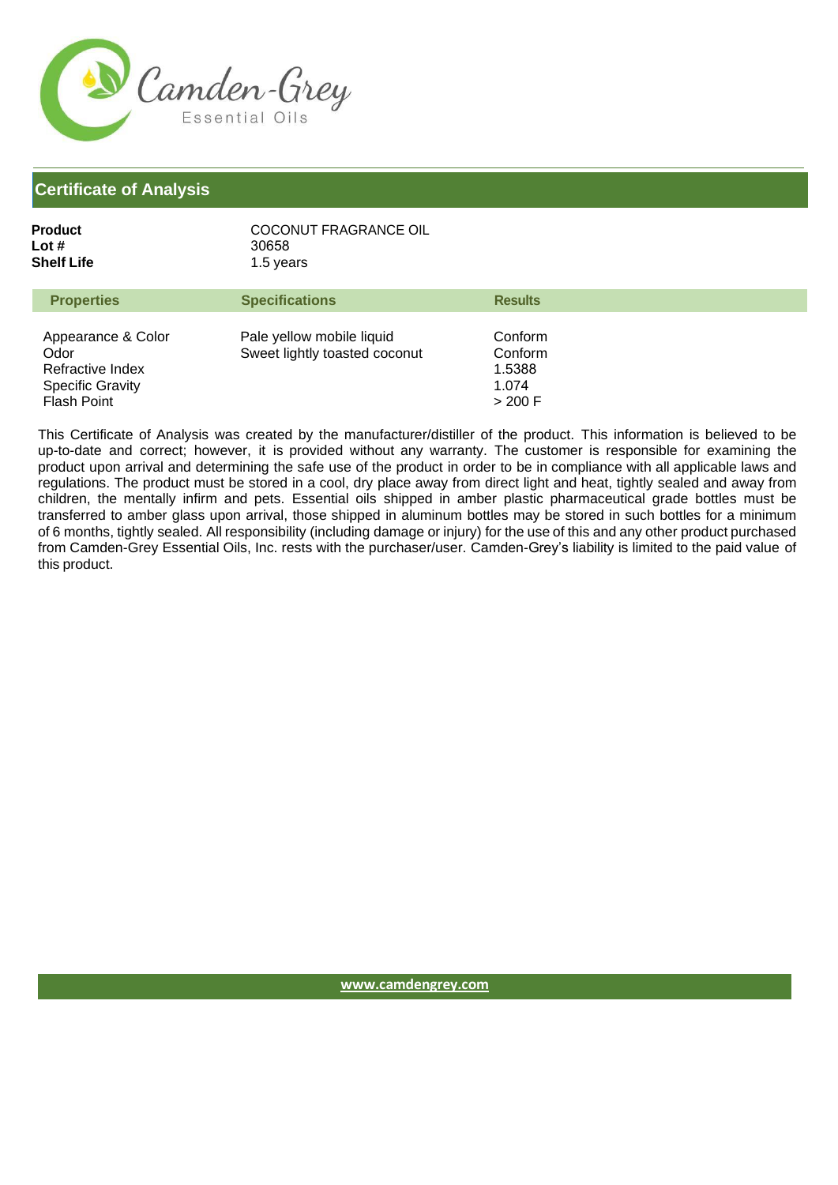Camden-Grey
Essential Oils

## Certificate of Analysis

**Product** COCONUT FRAGRANCE OIL
**Lot #** 30658
**Shelf Life** 1.5 years

| Properties | Specifications | Results |
|---|---|---|
| Appearance & Color | Pale yellow mobile liquid | Conform |
| Odor | Sweet lightly toasted coconut | Conform |
| Refractive Index | | 1.5388 |
| Specific Gravity | | 1.074 |
| Flash Point | | > 200 F |

This Certificate of Analysis was created by the manufacturer/distiller of the product. This information is believed to be up-to-date and correct; however, it is provided without any warranty. The customer is responsible for examining the product upon arrival and determining the safe use of the product in order to be in compliance with all applicable laws and regulations. The product must be stored in a cool, dry place away from direct light and heat, tightly sealed and away from children, the mentally infirm and pets. Essential oils shipped in amber plastic pharmaceutical grade bottles must be transferred to amber glass upon arrival, those shipped in aluminum bottles may be stored in such bottles for a minimum of 6 months, tightly sealed. All responsibility (including damage or injury) for the use of this and any other product purchased from Camden-Grey Essential Oils, Inc. rests with the purchaser/user. Camden-Grey's liability is limited to the paid value of this product.

www.camdengrey.com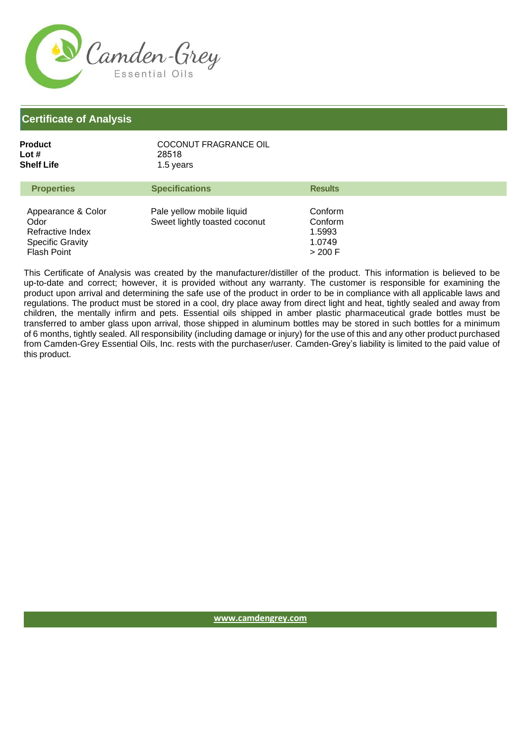Camden-Grey Essential Oils

## Certificate of Analysis

**Product** COCONUT FRAGRANCE OIL
**Lot #** 28518
**Shelf Life** 1.5 years

| Properties | Specifications | Results |
|---|---|---|
| Appearance & Color | Pale yellow mobile liquid | Conform |
| Odor | Sweet lightly toasted coconut | Conform |
| Refractive Index | | 1.5993 |
| Specific Gravity | | 1.0749 |
| Flash Point | | > 200 F |

This Certificate of Analysis was created by the manufacturer/distiller of the product. This information is believed to be up-to-date and correct; however, it is provided without any warranty. The customer is responsible for examining the product upon arrival and determining the safe use of the product in order to be in compliance with all applicable laws and regulations. The product must be stored in a cool, dry place away from direct light and heat, tightly sealed and away from children, the mentally infirm and pets. Essential oils shipped in amber plastic pharmaceutical grade bottles must be transferred to amber glass upon arrival, those shipped in aluminum bottles may be stored in such bottles for a minimum of 6 months, tightly sealed. All responsibility (including damage or injury) for the use of this and any other product purchased from Camden-Grey Essential Oils, Inc. rests with the purchaser/user. Camden-Grey's liability is limited to the paid value of this product.

www.camdengrey.com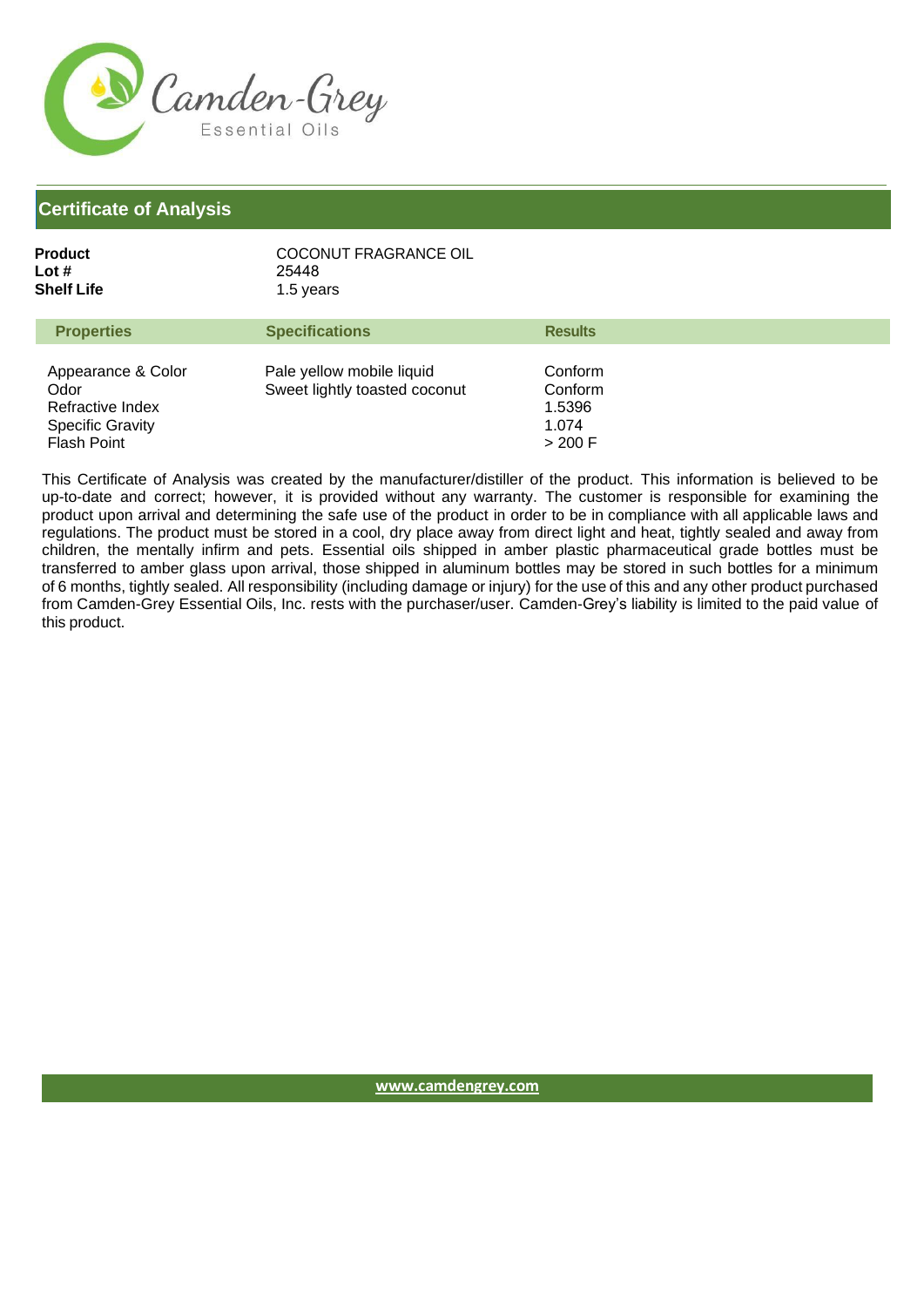Camden-Grey

Essential Oils

## Certificate of Analysis

**Product** COCONUT FRAGRANCE OIL
**Lot #** 25448
**Shelf Life** 1.5 years

| Properties | Specifications | Results |
| --- | --- | --- |
| Appearance & Color | Pale yellow mobile liquid | Conform |
| Odor | Sweet lightly toasted coconut | Conform |
| Refractive Index | | 1.5396 |
| Specific Gravity | | 1.074 |
| Flash Point | | > 200 F |

This Certificate of Analysis was created by the manufacturer/distiller of the product. This information is believed to be up-to-date and correct; however, it is provided without any warranty. The customer is responsible for examining the product upon arrival and determining the safe use of the product in order to be in compliance with all applicable laws and regulations. The product must be stored in a cool, dry place away from direct light and heat, tightly sealed and away from children, the mentally infirm and pets. Essential oils shipped in amber plastic pharmaceutical grade bottles must be transferred to amber glass upon arrival, those shipped in aluminum bottles may be stored in such bottles for a minimum of 6 months, tightly sealed. All responsibility (including damage or injury) for the use of this and any other product purchased from Camden-Grey Essential Oils, Inc. rests with the purchaser/user. Camden-Grey's liability is limited to the paid value of this product.

www.camdengrey.com